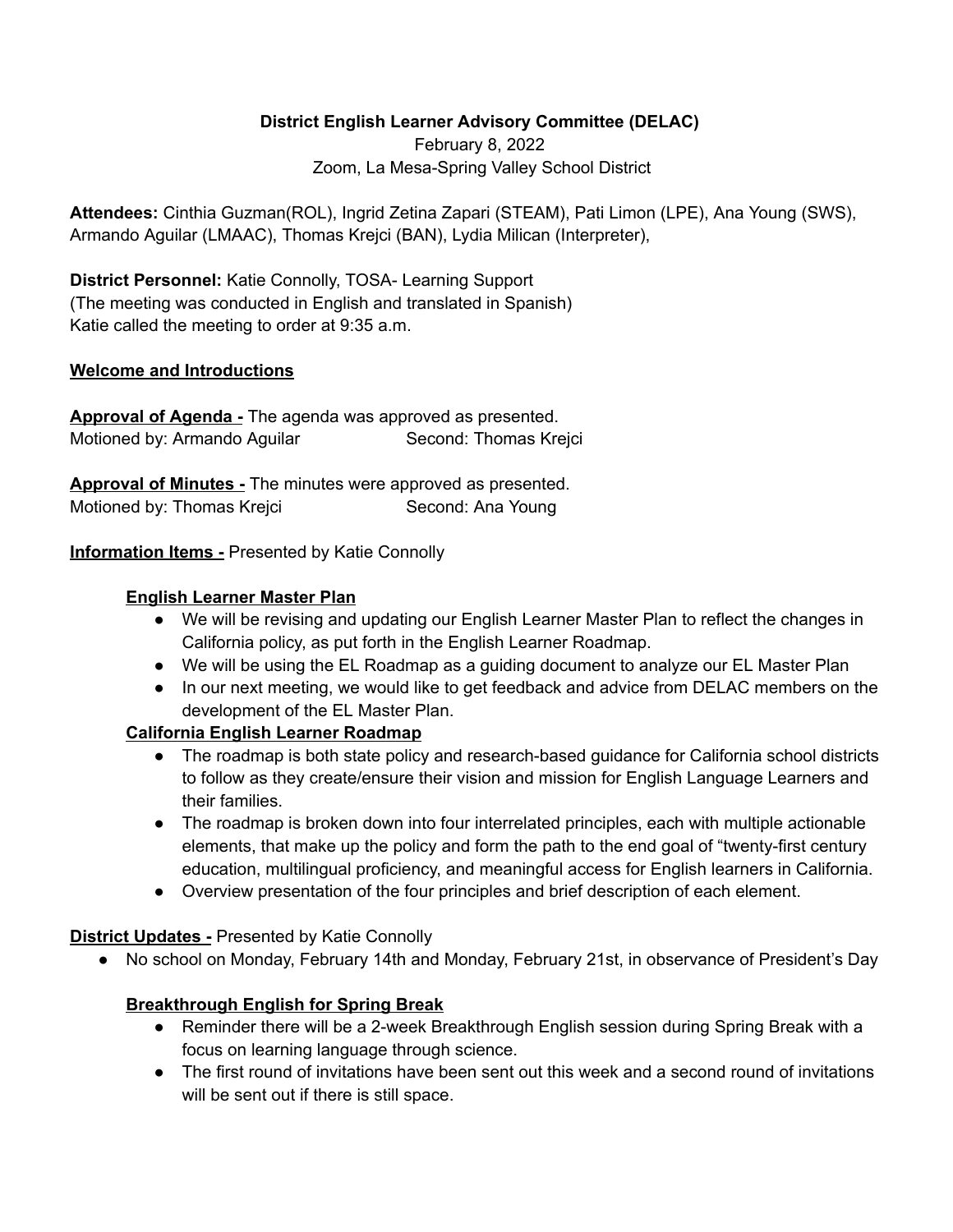**District English Learner Advisory Committee (DELAC)**

February 8, 2022

Zoom, La Mesa-Spring Valley School District

**Attendees:** Cinthia Guzman(ROL), Ingrid Zetina Zapari (STEAM), Pati Limon (LPE), Ana Young (SWS), Armando Aguilar (LMAAC), Thomas Krejci (BAN), Lydia Milican (Interpreter),

**District Personnel:** Katie Connolly, TOSA- Learning Support
(The meeting was conducted in English and translated in Spanish)
Katie called the meeting to order at 9:35 a.m.

**Welcome and Introductions**

**Approval of Agenda -** The agenda was approved as presented.
Motioned by: Armando Aguilar Second: Thomas Krejci

**Approval of Minutes -** The minutes were approved as presented.
Motioned by: Thomas Krejci Second: Ana Young

**Information Items -** Presented by Katie Connolly

**English Learner Master Plan**

- We will be revising and updating our English Learner Master Plan to reflect the changes in California policy, as put forth in the English Learner Roadmap.
- We will be using the EL Roadmap as a guiding document to analyze our EL Master Plan
- In our next meeting, we would like to get feedback and advice from DELAC members on the development of the EL Master Plan.

**California English Learner Roadmap**

- The roadmap is both state policy and research-based guidance for California school districts to follow as they create/ensure their vision and mission for English Language Learners and their families.
- The roadmap is broken down into four interrelated principles, each with multiple actionable elements, that make up the policy and form the path to the end goal of "twenty-first century education, multilingual proficiency, and meaningful access for English learners in California.
- Overview presentation of the four principles and brief description of each element.

**District Updates -** Presented by Katie Connolly

- No school on Monday, February 14th and Monday, February 21st, in observance of President's Day

**Breakthrough English for Spring Break**

- Reminder there will be a 2-week Breakthrough English session during Spring Break with a focus on learning language through science.
- The first round of invitations have been sent out this week and a second round of invitations will be sent out if there is still space.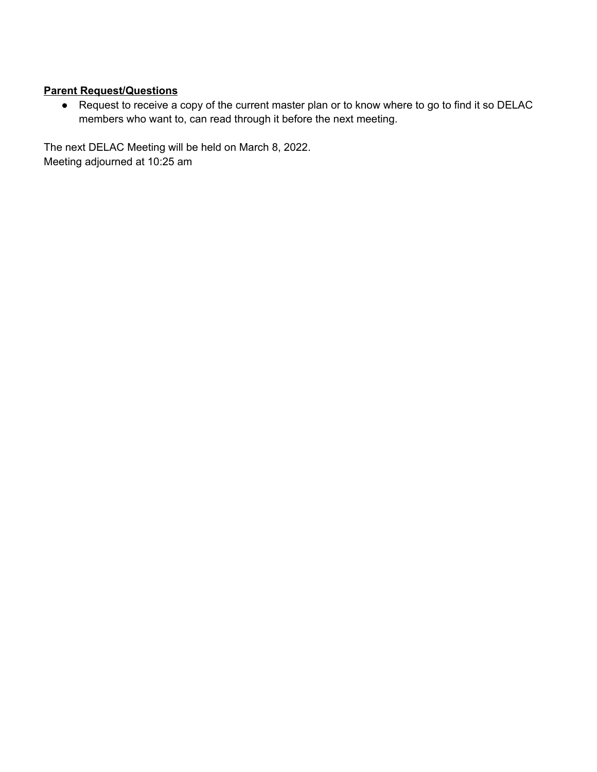**Parent Request/Questions**

- Request to receive a copy of the current master plan or to know where to go to find it so DELAC members who want to, can read through it before the next meeting.

The next DELAC Meeting will be held on March 8, 2022.
Meeting adjourned at 10:25 am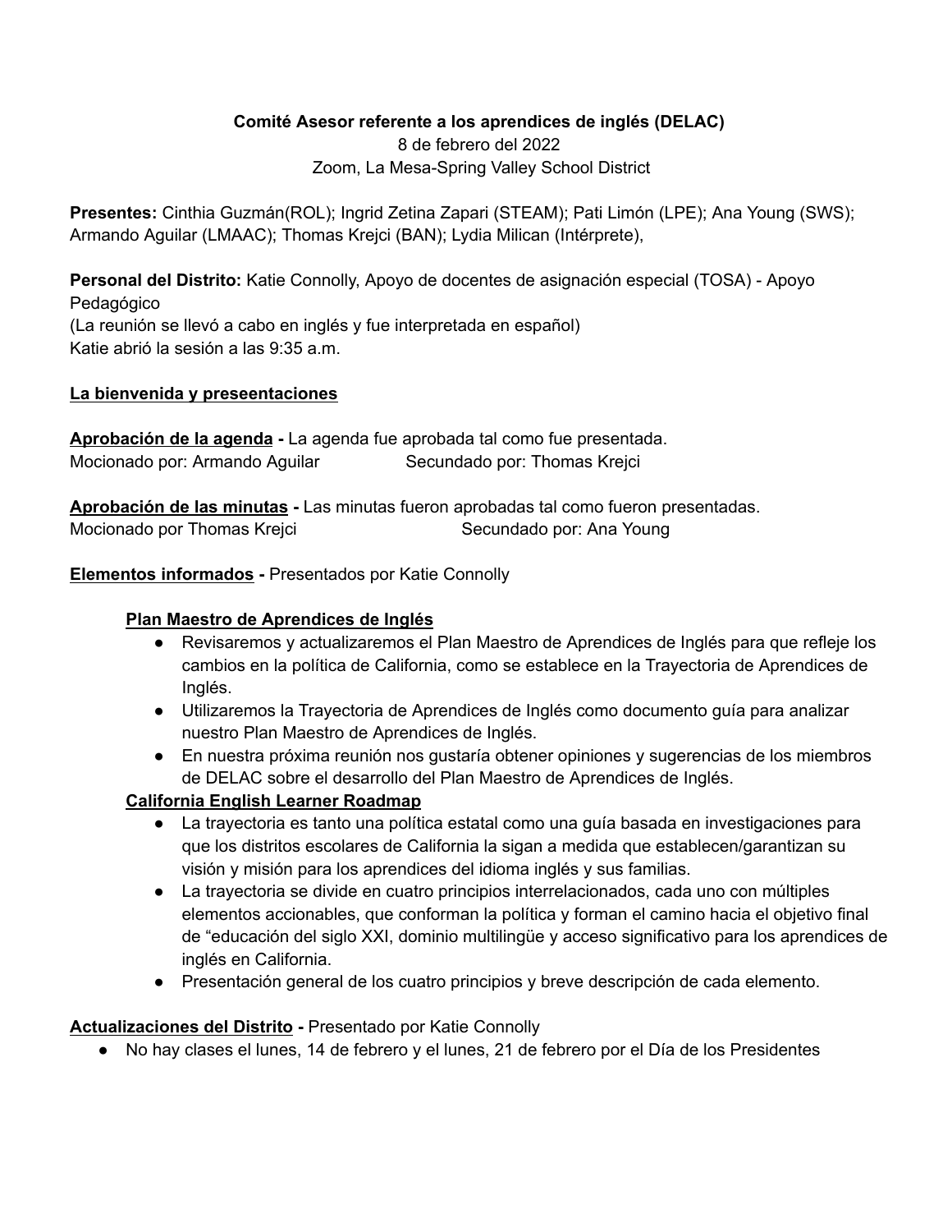**Comité Asesor referente a los aprendices de inglés (DELAC)**
8 de febrero del 2022
Zoom, La Mesa-Spring Valley School District

**Presentes:** Cinthia Guzmán(ROL); Ingrid Zetina Zapari (STEAM); Pati Limón (LPE); Ana Young (SWS); Armando Aguilar (LMAAC); Thomas Krejci (BAN); Lydia Milican (Intérprete),

**Personal del Distrito:** Katie Connolly, Apoyo de docentes de asignación especial (TOSA) - Apoyo Pedagógico
(La reunión se llevó a cabo en inglés y fue interpretada en español)
Katie abrió la sesión a las 9:35 a.m.

**La bienvenida y preseentaciones**

**Aprobación de la agenda -** La agenda fue aprobada tal como fue presentada.
Mocionado por: Armando Aguilar Secundado por: Thomas Krejci

**Aprobación de las minutas -** Las minutas fueron aprobadas tal como fueron presentadas.
Mocionado por Thomas Krejci Secundado por: Ana Young

**Elementos informados -** Presentados por Katie Connolly

**Plan Maestro de Aprendices de Inglés**

- Revisaremos y actualizaremos el Plan Maestro de Aprendices de Inglés para que refleje los cambios en la política de California, como se establece en la Trayectoria de Aprendices de Inglés.
- Utilizaremos la Trayectoria de Aprendices de Inglés como documento guía para analizar nuestro Plan Maestro de Aprendices de Inglés.
- En nuestra próxima reunión nos gustaría obtener opiniones y sugerencias de los miembros de DELAC sobre el desarrollo del Plan Maestro de Aprendices de Inglés.

**California English Learner Roadmap**

- La trayectoria es tanto una política estatal como una guía basada en investigaciones para que los distritos escolares de California la sigan a medida que establecen/garantizan su visión y misión para los aprendices del idioma inglés y sus familias.
- La trayectoria se divide en cuatro principios interrelacionados, cada uno con múltiples elementos accionables, que conforman la política y forman el camino hacia el objetivo final de "educación del siglo XXI, dominio multilingüe y acceso significativo para los aprendices de inglés en California.
- Presentación general de los cuatro principios y breve descripción de cada elemento.

**Actualizaciones del Distrito -** Presentado por Katie Connolly

- No hay clases el lunes, 14 de febrero y el lunes, 21 de febrero por el Día de los Presidentes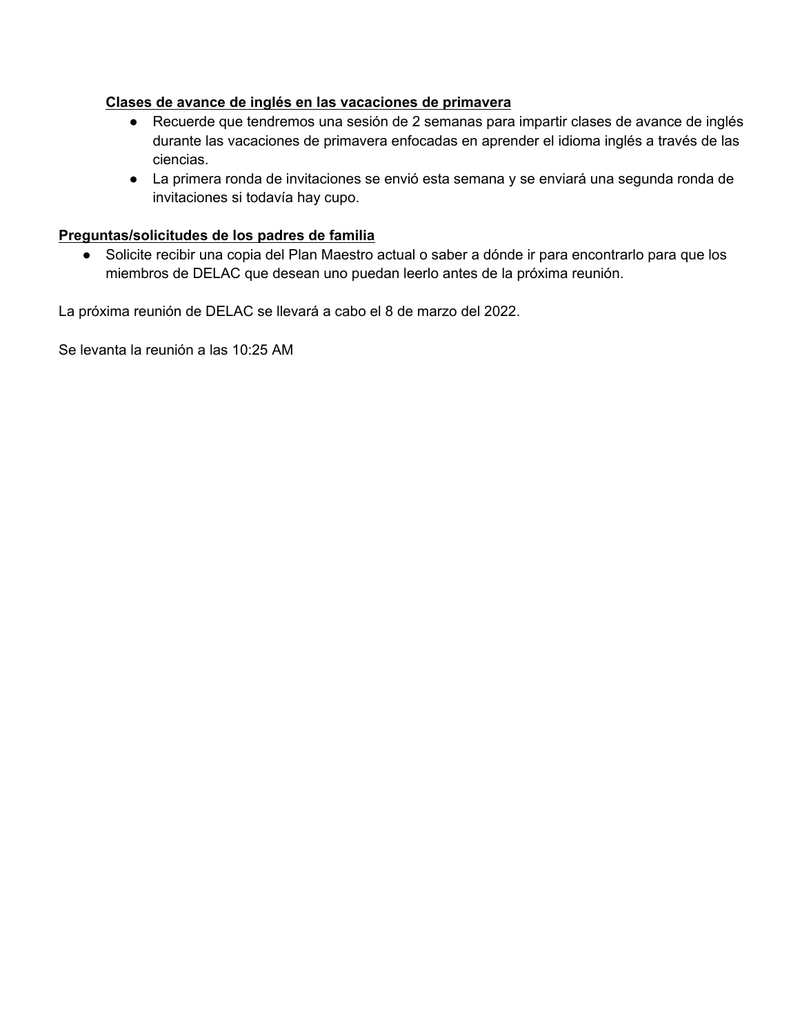**Clases de avance de inglés en las vacaciones de primavera**

- Recuerde que tendremos una sesión de 2 semanas para impartir clases de avance de inglés durante las vacaciones de primavera enfocadas en aprender el idioma inglés a través de las ciencias.
- La primera ronda de invitaciones se envió esta semana y se enviará una segunda ronda de invitaciones si todavía hay cupo.

**Preguntas/solicitudes de los padres de familia**

- Solicite recibir una copia del Plan Maestro actual o saber a dónde ir para encontrarlo para que los miembros de DELAC que desean uno puedan leerlo antes de la próxima reunión.

La próxima reunión de DELAC se llevará a cabo el 8 de marzo del 2022.

Se levanta la reunión a las 10:25 AM